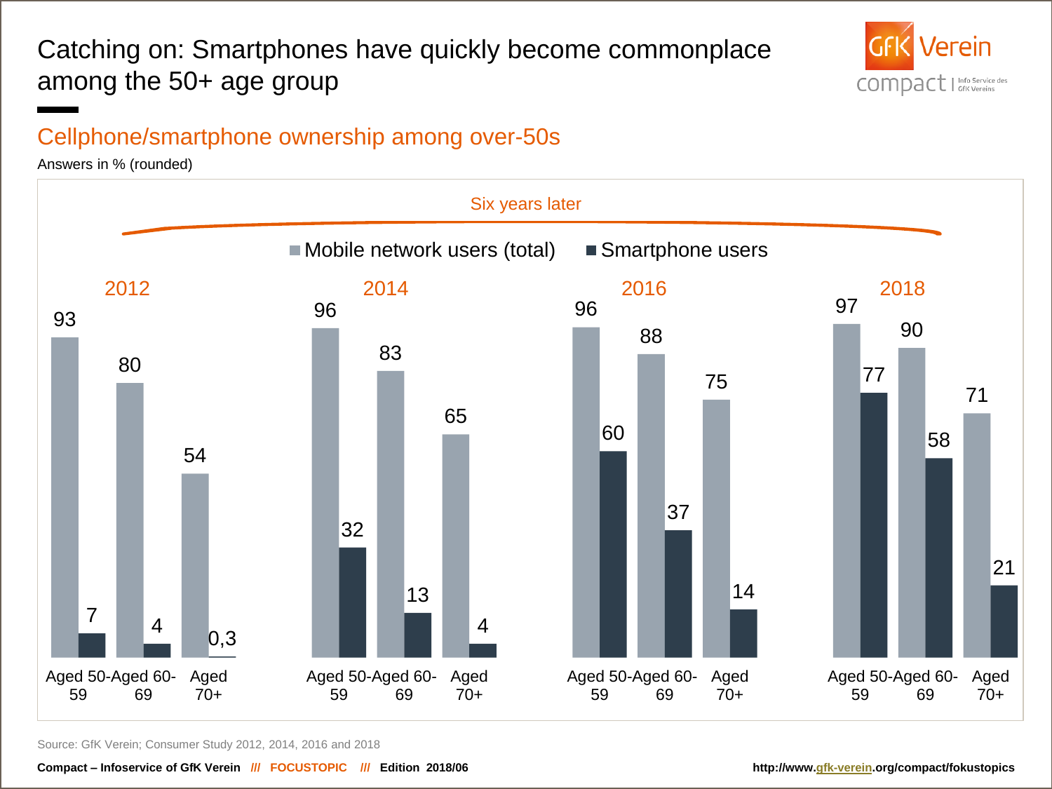# Catching on: Smartphones have quickly become commonplace among the 50+ age group

## Cellphone/smartphone ownership among over-50s

Answers in % (rounded)

Six years later

| Year | Age group | Mobile network users (total) | Smartphone users |
|---|---|---|---|
| 2012 | Aged 50-59 | 93 | 7 |
| 2012 | Aged 60-69 | 80 | 4 |
| 2012 | Aged 70+ | 54 | 0,3 |
| 2014 | Aged 50-59 | 96 | 32 |
| 2014 | Aged 60-69 | 83 | 13 |
| 2014 | Aged 70+ | 65 | 4 |
| 2016 | Aged 50-59 | 96 | 60 |
| 2016 | Aged 60-69 | 88 | 37 |
| 2016 | Aged 70+ | 75 | 14 |
| 2018 | Aged 50-59 | 97 | 77 |
| 2018 | Aged 60-69 | 90 | 58 |
| 2018 | Aged 70+ | 71 | 21 |

Source: GfK Verein; Consumer Study 2012, 2014, 2016 and 2018

**Compact – Infoservice of GfK Verein /// FOCUSTOPIC /// Edition 2018/06** **http://www.gfk-verein.org/compact/fokustopics**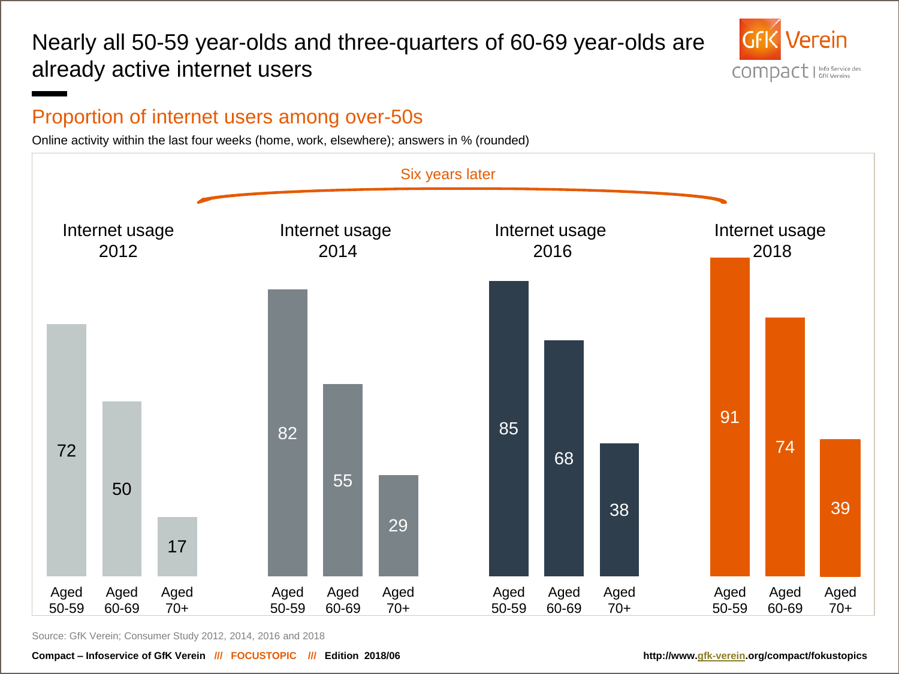# Nearly all 50-59 year-olds and three-quarters of 60-69 year-olds are already active internet users

## Proportion of internet users among over-50s

Online activity within the last four weeks (home, work, elsewhere); answers in % (rounded)

Six years later

| | Internet usage 2012 | Internet usage 2014 | Internet usage 2016 | Internet usage 2018 |
|---|---|---|---|---|
| Aged 50-59 | 72 | 82 | 85 | 91 |
| Aged 60-69 | 50 | 55 | 68 | 74 |
| Aged 70+ | 17 | 29 | 38 | 39 |

Source: GfK Verein; Consumer Study 2012, 2014, 2016 and 2018

**Compact – Infoservice of GfK Verein /// FOCUSTOPIC /// Edition 2018/06** http://www.gfk-verein.org/compact/fokustopics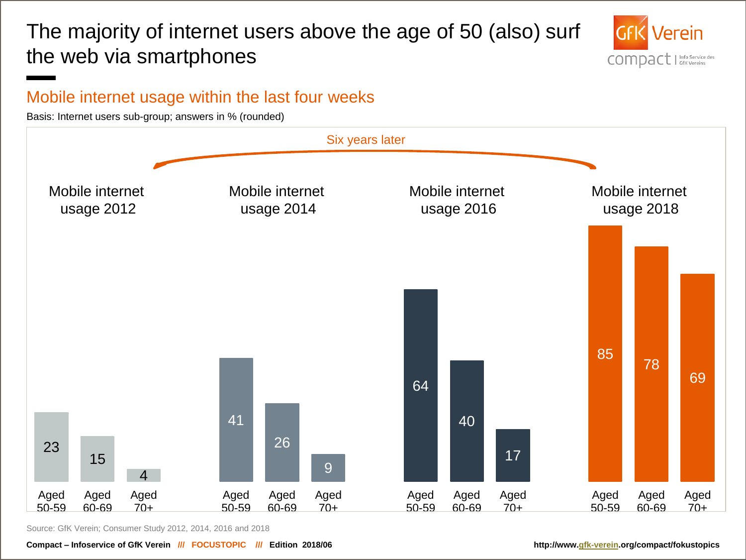# The majority of internet users above the age of 50 (also) surf the web via smartphones

## Mobile internet usage within the last four weeks

Basis: Internet users sub-group; answers in % (rounded)

Six years later

| | Aged 50-59 | Aged 60-69 | Aged 70+ |
|---|---|---|---|
| Mobile internet usage 2012 | 23 | 15 | 4 |
| Mobile internet usage 2014 | 41 | 26 | 9 |
| Mobile internet usage 2016 | 64 | 40 | 17 |
| Mobile internet usage 2018 | 85 | 78 | 69 |

Source: GfK Verein; Consumer Study 2012, 2014, 2016 and 2018

**Compact – Infoservice of GfK Verein /// FOCUSTOPIC /// Edition 2018/06**

**http://www.gfk-verein.org/compact/fokustopics**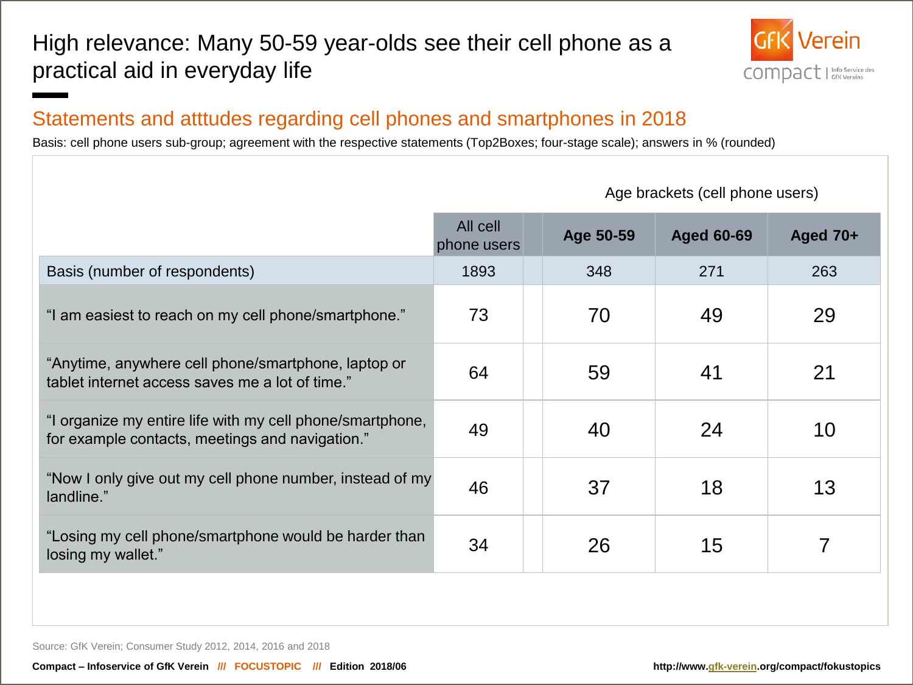# High relevance: Many 50-59 year-olds see their cell phone as a practical aid in everyday life

## Statements and atttudes regarding cell phones and smartphones in 2018

Basis: cell phone users sub-group; agreement with the respective statements (Top2Boxes; four-stage scale); answers in % (rounded)

| | All cell phone users | Age brackets (cell phone users) | | |
|---|---|---|---|---|
| | | **Age 50-59** | **Aged 60-69** | **Aged 70+** |
| Basis (number of respondents) | 1893 | 348 | 271 | 263 |
| "I am easiest to reach on my cell phone/smartphone." | 73 | 70 | 49 | 29 |
| "Anytime, anywhere cell phone/smartphone, laptop or tablet internet access saves me a lot of time." | 64 | 59 | 41 | 21 |
| "I organize my entire life with my cell phone/smartphone, for example contacts, meetings and navigation." | 49 | 40 | 24 | 10 |
| "Now I only give out my cell phone number, instead of my landline." | 46 | 37 | 18 | 13 |
| "Losing my cell phone/smartphone would be harder than losing my wallet." | 34 | 26 | 15 | 7 |

Source: GfK Verein; Consumer Study 2012, 2014, 2016 and 2018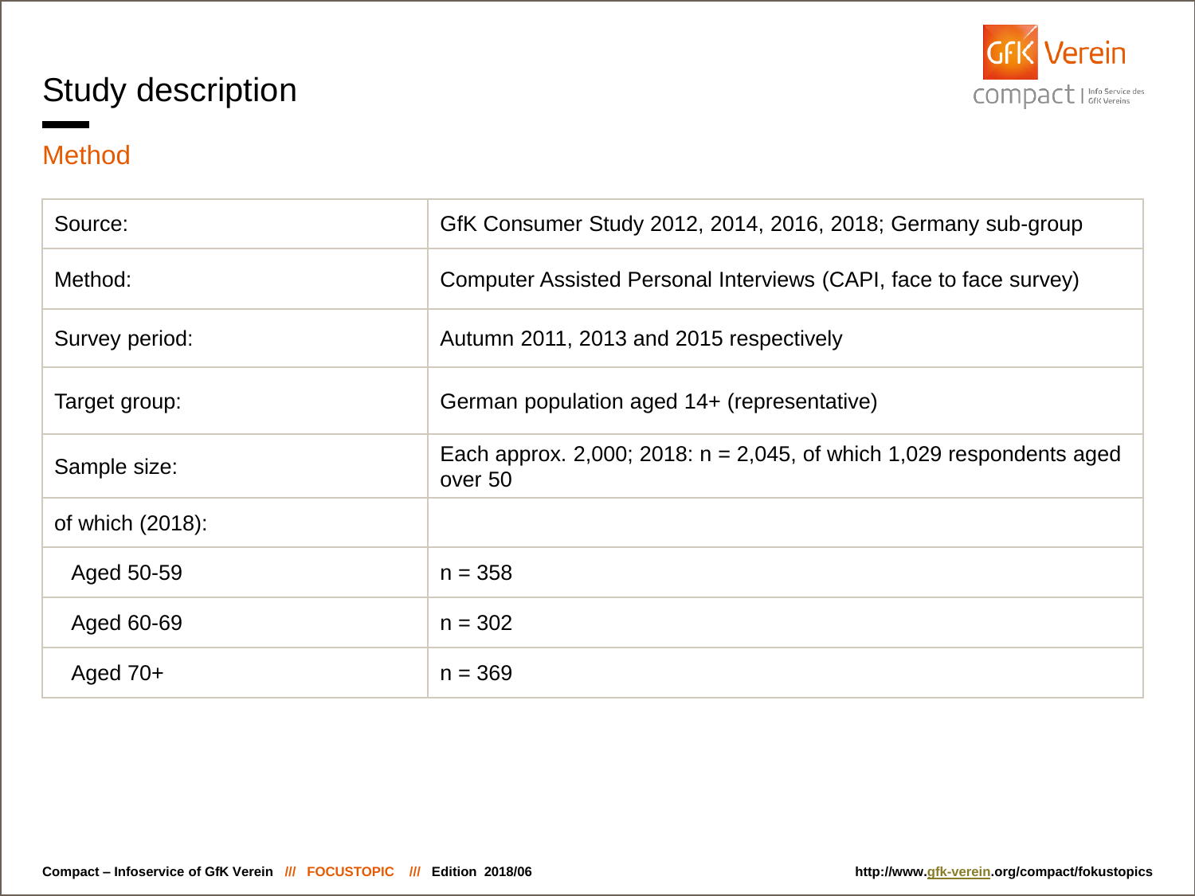# Study description

## Method

| | |
|---|---|
| Source: | GfK Consumer Study 2012, 2014, 2016, 2018; Germany sub-group |
| Method: | Computer Assisted Personal Interviews (CAPI, face to face survey) |
| Survey period: | Autumn 2011, 2013 and 2015 respectively |
| Target group: | German population aged 14+ (representative) |
| Sample size: | Each approx. 2,000; 2018: n = 2,045, of which 1,029 respondents aged over 50 |
| of which (2018): | |
| Aged 50-59 | n = 358 |
| Aged 60-69 | n = 302 |
| Aged 70+ | n = 369 |